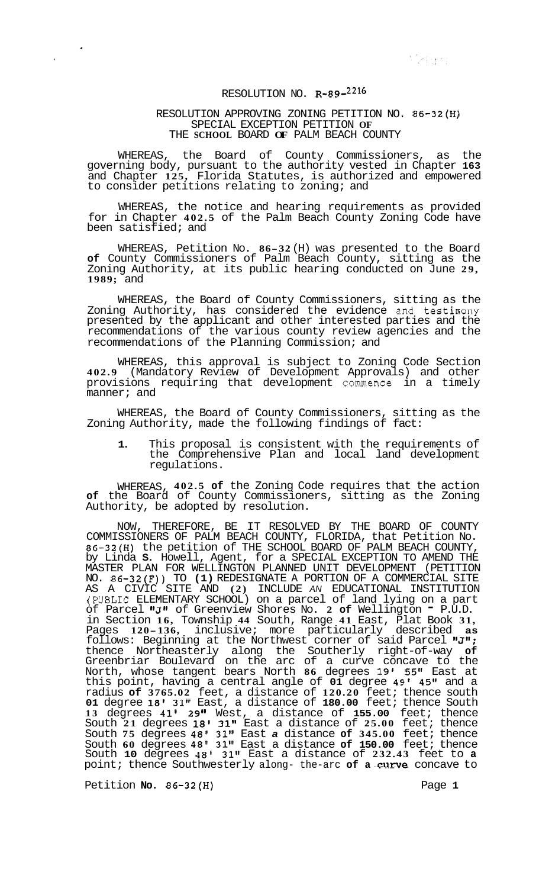# RESOLUTION NO. R-89-2216

## RESOLUTION APPROVING ZONING PETITION NO. 86-32(H) SPECIAL EXCEPTION PETITION OF THE SCHOOL BOARD OF PALM BEACH COUNTY

WHEREAS, the Board of County Commissioners, as the governing body, pursuant to the authority vested in Chapter 163 and Chapter 125, Florida Statutes, is authorized and empowered to consider petitions relating to zoning; and

WHEREAS, the notice and hearing requirements as provided for in Chapter 402.5 of the Palm Beach County Zoning Code have been satisfied; and

WHEREAS, Petition No. 86-32(H) was presented to the Board of County Commissioners of Palm Beach County, sitting as the Zoning Authority, at its public hearing conducted on June 29, 1989; and

WHEREAS, the Board of County Commissioners, sitting as the Zoning Authority, has considered the evidence and testimony presented by the applicant and other interested parties and the recommendations of the various county review agencies and the recommendations of the Planning Commission; and

WHEREAS, this approval is subject to Zoning Code Section 402.9 (Mandatory Review of Development Approvals) and other provisions requiring that development commence in a timely manner; and

WHEREAS, the Board of County Commissioners, sitting as the Zoning Authority, made the following findings of fact:

1. This proposal is consistent with the requirements of the Comprehensive Plan and local land development regulations.

WHEREAS, 402.5 of the Zoning Code requires that the action of the Board of County Commissioners, sitting as the Zoning Authority, be adopted by resolution.

NOW, THEREFORE, BE IT RESOLVED BY THE BOARD OF COUNTY COMMISSIONERS OF PALM BEACH COUNTY, FLORIDA, that Petition No. 86-32(H) the petition of THE SCHOOL BOARD OF PALM BEACH COUNTY, by Linda S. Howell, Agent, for a SPECIAL EXCEPTION TO AMEND THE MASTER PLAN FOR WELLINGTON PLANNED UNIT DEVELOPMENT (PETITION NO. 86-32(F)) TO (1) REDESIGNATE A PORTION OF A COMMERCIAL SITE AS A CIVIC SITE AND (2) INCLUDE AN EDUCATIONAL INSTITUTION (PUBLIC ELEMENTARY SCHOOL) on a parcel of land lying on a part of Parcel "J" of Greenview Shores No. 2 of Wellington - P.U.D. in Section 16, Township 44 South, Range 41 East, Plat Book 31, Pages 120-136, inclusive; more particularly described as follows: Beginning at the Northwest corner of said Parcel "J"; thence Northeasterly along the Southerly right-of-way of Greenbriar Boulevard on the arc of a curve concave to the North, whose tangent bears North 86 degrees 19' 55" East at this point, having a central angle of 01 degree 49' 45" and a radius of 3765.02 feet, a distance of 120.20 feet; thence south 01 degree 18' 31" East, a distance of 180.00 feet; thence South 13 degrees 41' 29" West, a distance of 155.00 feet; thence South 21 degrees 18' 31" East a distance of 25.00 feet; thence South 75 degrees 48' 31" East a distance of 345.00 feet; thence South 60 degrees 48' 31" East a distance of 150.00 feet; thence South 10 degrees 48' 31" East a distance of 232.43 feet to a point; thence Southwesterly along the arc of a curve concave to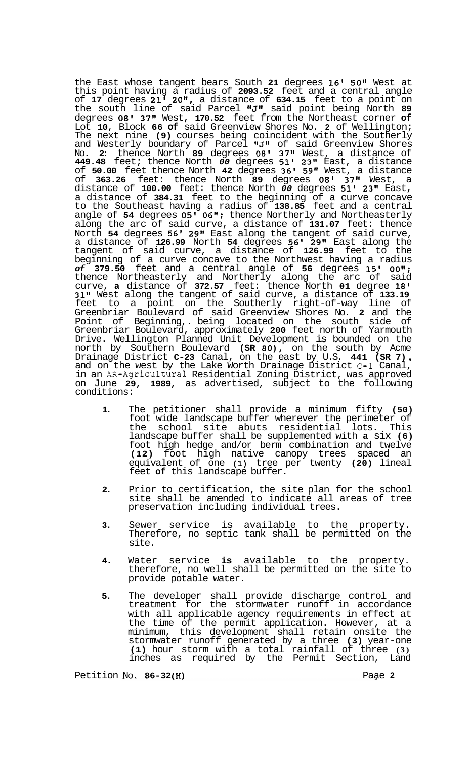the East whose tangent bears South 21 degrees 16' 50" West at this point having a radius of 2093.52 feet and a central angle of 17 degrees 21' 20", a distance of 634.15 feet to a point on the south line of said Parcel "J" said point being North 89 degrees 08' 37" West, 170.52 feet from the Northeast corner of Lot 10, Block 66 of said Greenview Shores No. 2 of Wellington; The next nine (9) courses being coincident with the Southerly and Westerly boundary of Parcel "J" of said Greenview Shores No. 2: thence North 89 degrees 08' 37" West, a distance of 449.48 feet; thence North 00 degrees 51' 23" East, a distance of 50.00 feet thence North 42 degrees 36' 59" West, a distance of 363.26 feet: thence North 89 degrees 08' 37" West, a distance of 100.00 feet: thence North 00 degrees 51' 23" East, a distance of 384.31 feet to the beginning of a curve concave to the Southeast having a radius of 138.85 feet and a central angle of 54 degrees 05' 06"; thence Northerly and Northeasterly along the arc of said curve, a distance of 131.07 feet: thence North 54 degrees 56' 29" East along the tangent of said curve, a distance of 126.99 North 54 degrees 56' 29" East along the tangent of said curve, a distance of 126.99 feet to the beginning of a curve concave to the Northwest having a radius of 379.50 feet and a central angle of 56 degrees 15' 00"; thence Northeasterly and Northerly along the arc of said curve, a distance of 372.57 feet: thence North 01 degree 18' 31" West along the tangent of said curve, a distance of 133.19 feet to a point on the Southerly right-of-way line of Greenbriar Boulevard of said Greenview Shores No. 2 and the Point of Beginning,. being located on the south side of Greenbriar Boulevard, approximately 200 feet north of Yarmouth Drive. Wellington Planned Unit Development is bounded on the north by Southern Boulevard (SR 80), on the south by Acme Drainage District C-23 Canal, on the east by U.S. 441 (SR 7), and on the west by the Lake Worth Drainage District C-1 Canal, in an AR-Agricultural Residential Zoning District, was approved on June 29, 1989, as advertised, subject to the following conditions:

1. The petitioner shall provide a minimum fifty (50) foot wide landscape buffer wherever the perimeter of the school site abuts residential lots. This landscape buffer shall be supplemented with a six (6) foot high hedge and/or berm combination and twelve (12) foot high native canopy trees spaced an equivalent of one (1) tree per twenty (20) lineal feet of this landscape buffer.

2. Prior to certification, the site plan for the school site shall be amended to indicate all areas of tree preservation including individual trees.

3. Sewer service is available to the property. Therefore, no septic tank shall be permitted on the site.

4. Water service is available to the property. therefore, no well shall be permitted on the site to provide potable water.

5. The developer shall provide discharge control and treatment for the stormwater runoff in accordance with all applicable agency requirements in effect at the time of the permit application. However, at a minimum, this development shall retain onsite the stormwater runoff generated by a three (3) year-one (1) hour storm with a total rainfall of three (3) inches as required by the Permit Section, Land

Petition No. 86-32(H)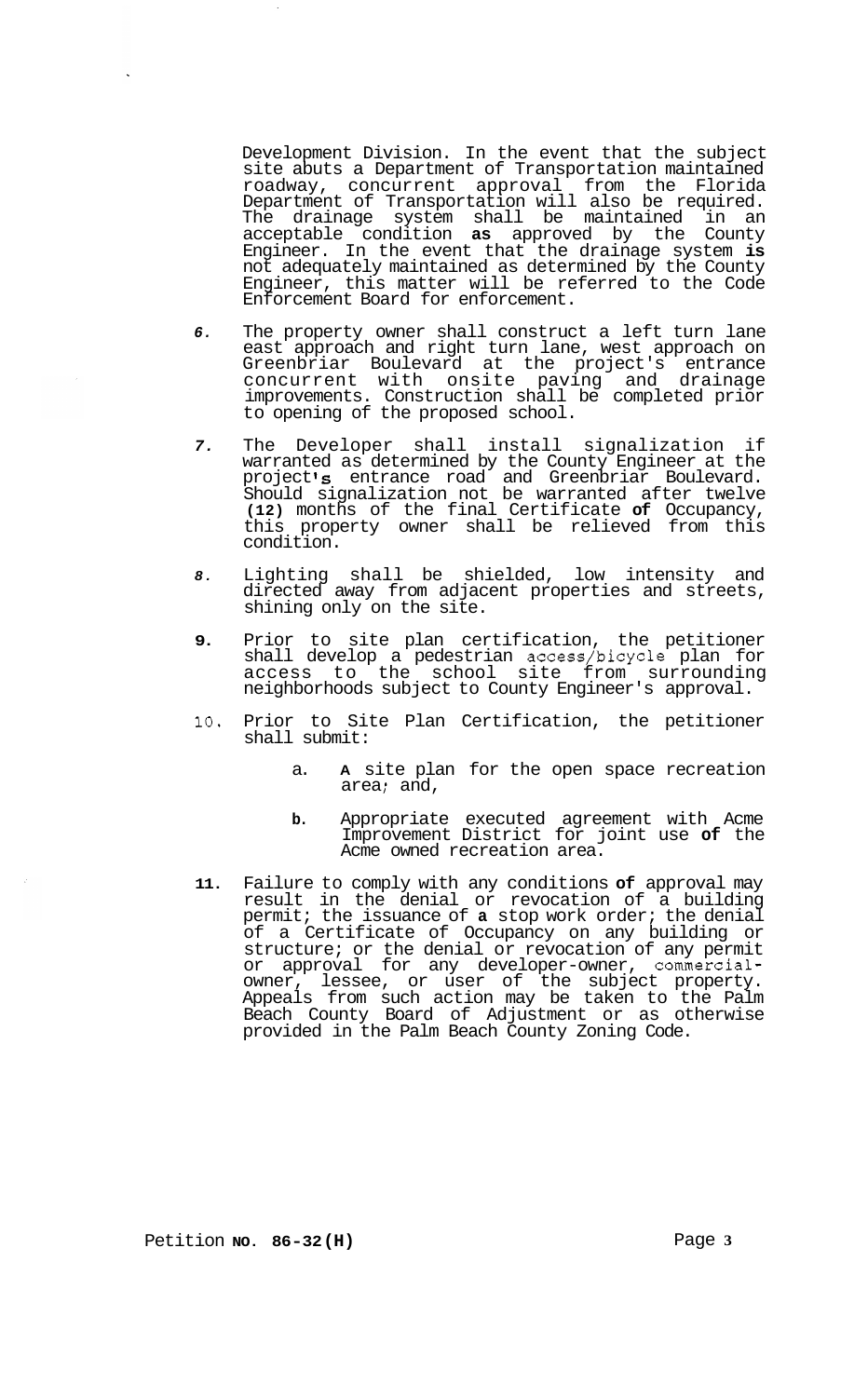Development Division. In the event that the subject site abuts a Department of Transportation maintained roadway, concurrent approval from the Florida Department of Transportation will also be required. The drainage system shall be maintained in an acceptable condition as approved by the County Engineer. In the event that the drainage system is not adequately maintained as determined by the County Engineer, this matter will be referred to the Code Enforcement Board for enforcement.

6. The property owner shall construct a left turn lane east approach and right turn lane, west approach on Greenbriar Boulevard at the project's entrance concurrent with onsite paving and drainage improvements. Construction shall be completed prior to opening of the proposed school.

7. The Developer shall install signalization if warranted as determined by the County Engineer at the project's entrance road and Greenbriar Boulevard. Should signalization not be warranted after twelve (12) months of the final Certificate of Occupancy, this property owner shall be relieved from this condition.

8. Lighting shall be shielded, low intensity and directed away from adjacent properties and streets, shining only on the site.

9. Prior to site plan certification, the petitioner shall develop a pedestrian access/bicycle plan for access to the school site from surrounding neighborhoods subject to County Engineer's approval.

10. Prior to Site Plan Certification, the petitioner shall submit:

    a. A site plan for the open space recreation area; and,

    b. Appropriate executed agreement with Acme Improvement District for joint use of the Acme owned recreation area.

11. Failure to comply with any conditions of approval may result in the denial or revocation of a building permit; the issuance of a stop work order; the denial of a Certificate of Occupancy on any building or structure; or the denial or revocation of any permit or approval for any developer-owner, commercial-owner, lessee, or user of the subject property. Appeals from such action may be taken to the Palm Beach County Board of Adjustment or as otherwise provided in the Palm Beach County Zoning Code.

Petition NO. 86-32(H)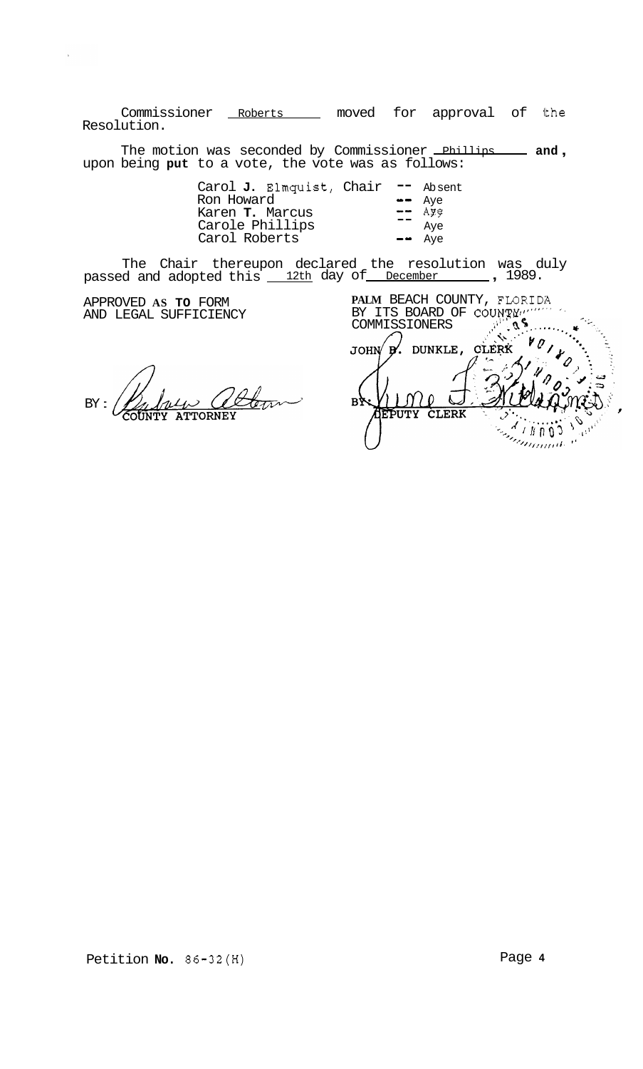Commissioner Roberts moved for approval of the Resolution.

The motion was seconded by Commissioner Phillips and, upon being put to a vote, the vote was as follows:

| | | |
|---|---|---|
| Carol J. Elmquist, Chair | -- | Absent |
| Ron Howard | -- | Aye |
| Karen T. Marcus | -- | Aye |
| Carole Phillips | -- | Aye |
| Carol Roberts | -- | Aye |

The Chair thereupon declared the resolution was duly passed and adopted this 12th day of December, 1989.

APPROVED AS TO FORM AND LEGAL SUFFICIENCY

BY: COUNTY ATTORNEY

PALM BEACH COUNTY, FLORIDA BY ITS BOARD OF COUNTY COMMISSIONERS

JOHN B. DUNKLE, CLERK

BY: DEPUTY CLERK

Petition No. 86-32(H)